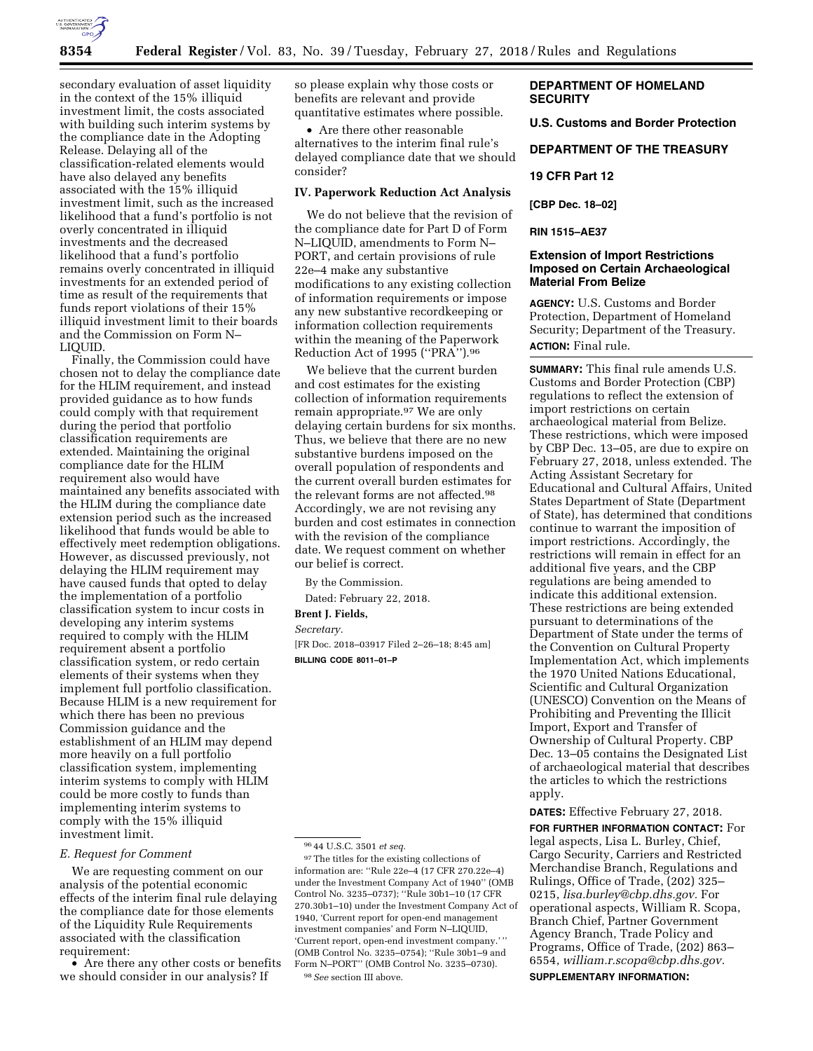secondary evaluation of asset liquidity in the context of the 15% illiquid investment limit, the costs associated with building such interim systems by the compliance date in the Adopting Release. Delaying all of the classification-related elements would have also delayed any benefits associated with the 15% illiquid investment limit, such as the increased likelihood that a fund's portfolio is not overly concentrated in illiquid investments and the decreased likelihood that a fund's portfolio remains overly concentrated in illiquid investments for an extended period of time as result of the requirements that funds report violations of their 15% illiquid investment limit to their boards and the Commission on Form N–LIQUID.

Finally, the Commission could have chosen not to delay the compliance date for the HLIM requirement, and instead provided guidance as to how funds could comply with that requirement during the period that portfolio classification requirements are extended. Maintaining the original compliance date for the HLIM requirement also would have maintained any benefits associated with the HLIM during the compliance date extension period such as the increased likelihood that funds would be able to effectively meet redemption obligations. However, as discussed previously, not delaying the HLIM requirement may have caused funds that opted to delay the implementation of a portfolio classification system to incur costs in developing any interim systems required to comply with the HLIM requirement absent a portfolio classification system, or redo certain elements of their systems when they implement full portfolio classification. Because HLIM is a new requirement for which there has been no previous Commission guidance and the establishment of an HLIM may depend more heavily on a full portfolio classification system, implementing interim systems to comply with HLIM could be more costly to funds than implementing interim systems to comply with the 15% illiquid investment limit.

*E. Request for Comment*

We are requesting comment on our analysis of the potential economic effects of the interim final rule delaying the compliance date for those elements of the Liquidity Rule Requirements associated with the classification requirement:

• Are there any other costs or benefits we should consider in our analysis? If so please explain why those costs or benefits are relevant and provide quantitative estimates where possible.

• Are there other reasonable alternatives to the interim final rule's delayed compliance date that we should consider?

## IV. Paperwork Reduction Act Analysis

We do not believe that the revision of the compliance date for Part D of Form N–LIQUID, amendments to Form N–PORT, and certain provisions of rule 22e–4 make any substantive modifications to any existing collection of information requirements or impose any new substantive recordkeeping or information collection requirements within the meaning of the Paperwork Reduction Act of 1995 (''PRA'').[96]

We believe that the current burden and cost estimates for the existing collection of information requirements remain appropriate.[97] We are only delaying certain burdens for six months. Thus, we believe that there are no new substantive burdens imposed on the overall population of respondents and the current overall burden estimates for the relevant forms are not affected.[98] Accordingly, we are not revising any burden and cost estimates in connection with the revision of the compliance date. We request comment on whether our belief is correct.

By the Commission.

Dated: February 22, 2018.

**Brent J. Fields,**

*Secretary.*

[FR Doc. 2018–03917 Filed 2–26–18; 8:45 am]

**BILLING CODE 8011–01–P**

[96] 44 U.S.C. 3501 *et seq.*

[97] The titles for the existing collections of information are: ''Rule 22e–4 (17 CFR 270.22e–4) under the Investment Company Act of 1940'' (OMB Control No. 3235–0737); ''Rule 30b1–10 (17 CFR 270.30b1–10) under the Investment Company Act of 1940, 'Current report for open-end management investment companies' and Form N–LIQUID, 'Current report, open-end investment company.' '' (OMB Control No. 3235–0754); ''Rule 30b1–9 and Form N–PORT'' (OMB Control No. 3235–0730).

[98] *See* section III above.

## DEPARTMENT OF HOMELAND SECURITY

## U.S. Customs and Border Protection

## DEPARTMENT OF THE TREASURY

## 19 CFR Part 12

**[CBP Dec. 18–02]**

**RIN 1515–AE37**

## Extension of Import Restrictions Imposed on Certain Archaeological Material From Belize

**AGENCY:** U.S. Customs and Border Protection, Department of Homeland Security; Department of the Treasury.

**ACTION:** Final rule.

**SUMMARY:** This final rule amends U.S. Customs and Border Protection (CBP) regulations to reflect the extension of import restrictions on certain archaeological material from Belize. These restrictions, which were imposed by CBP Dec. 13–05, are due to expire on February 27, 2018, unless extended. The Acting Assistant Secretary for Educational and Cultural Affairs, United States Department of State (Department of State), has determined that conditions continue to warrant the imposition of import restrictions. Accordingly, the restrictions will remain in effect for an additional five years, and the CBP regulations are being amended to indicate this additional extension. These restrictions are being extended pursuant to determinations of the Department of State under the terms of the Convention on Cultural Property Implementation Act, which implements the 1970 United Nations Educational, Scientific and Cultural Organization (UNESCO) Convention on the Means of Prohibiting and Preventing the Illicit Import, Export and Transfer of Ownership of Cultural Property. CBP Dec. 13–05 contains the Designated List of archaeological material that describes the articles to which the restrictions apply.

**DATES:** Effective February 27, 2018.

**FOR FURTHER INFORMATION CONTACT:** For legal aspects, Lisa L. Burley, Chief, Cargo Security, Carriers and Restricted Merchandise Branch, Regulations and Rulings, Office of Trade, (202) 325–0215, *lisa.burley@cbp.dhs.gov.* For operational aspects, William R. Scopa, Branch Chief, Partner Government Agency Branch, Trade Policy and Programs, Office of Trade, (202) 863–6554, *william.r.scopa@cbp.dhs.gov.*

**SUPPLEMENTARY INFORMATION:**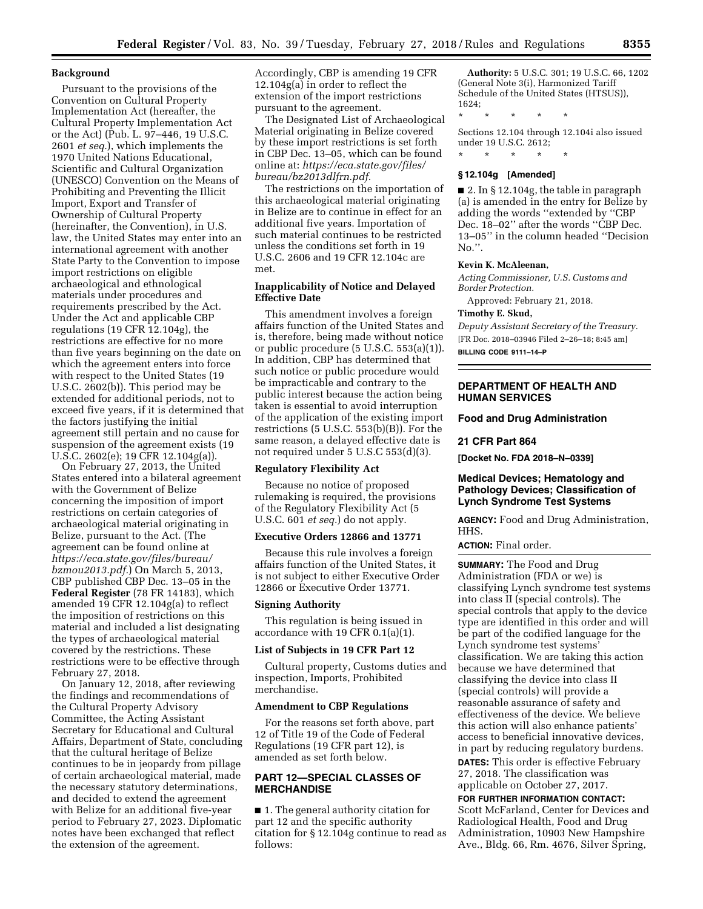## Background

Pursuant to the provisions of the Convention on Cultural Property Implementation Act (hereafter, the Cultural Property Implementation Act or the Act) (Pub. L. 97–446, 19 U.S.C. 2601 *et seq.*), which implements the 1970 United Nations Educational, Scientific and Cultural Organization (UNESCO) Convention on the Means of Prohibiting and Preventing the Illicit Import, Export and Transfer of Ownership of Cultural Property (hereinafter, the Convention), in U.S. law, the United States may enter into an international agreement with another State Party to the Convention to impose import restrictions on eligible archaeological and ethnological materials under procedures and requirements prescribed by the Act. Under the Act and applicable CBP regulations (19 CFR 12.104g), the restrictions are effective for no more than five years beginning on the date on which the agreement enters into force with respect to the United States (19 U.S.C. 2602(b)). This period may be extended for additional periods, not to exceed five years, if it is determined that the factors justifying the initial agreement still pertain and no cause for suspension of the agreement exists (19 U.S.C. 2602(e); 19 CFR 12.104g(a)).

On February 27, 2013, the United States entered into a bilateral agreement with the Government of Belize concerning the imposition of import restrictions on certain categories of archaeological material originating in Belize, pursuant to the Act. (The agreement can be found online at *https://eca.state.gov/files/bureau/bzmou2013.pdf.*) On March 5, 2013, CBP published CBP Dec. 13–05 in the **Federal Register** (78 FR 14183), which amended 19 CFR 12.104g(a) to reflect the imposition of restrictions on this material and included a list designating the types of archaeological material covered by the restrictions. These restrictions were to be effective through February 27, 2018.

On January 12, 2018, after reviewing the findings and recommendations of the Cultural Property Advisory Committee, the Acting Assistant Secretary for Educational and Cultural Affairs, Department of State, concluding that the cultural heritage of Belize continues to be in jeopardy from pillage of certain archaeological material, made the necessary statutory determinations, and decided to extend the agreement with Belize for an additional five-year period to February 27, 2023. Diplomatic notes have been exchanged that reflect the extension of the agreement. Accordingly, CBP is amending 19 CFR 12.104g(a) in order to reflect the extension of the import restrictions pursuant to the agreement.

The Designated List of Archaeological Material originating in Belize covered by these import restrictions is set forth in CBP Dec. 13–05, which can be found online at: *https://eca.state.gov/files/bureau/bz2013dlfrn.pdf.*

The restrictions on the importation of this archaeological material originating in Belize are to continue in effect for an additional five years. Importation of such material continues to be restricted unless the conditions set forth in 19 U.S.C. 2606 and 19 CFR 12.104c are met.

## Inapplicability of Notice and Delayed Effective Date

This amendment involves a foreign affairs function of the United States and is, therefore, being made without notice or public procedure (5 U.S.C. 553(a)(1)). In addition, CBP has determined that such notice or public procedure would be impracticable and contrary to the public interest because the action being taken is essential to avoid interruption of the application of the existing import restrictions (5 U.S.C. 553(b)(B)). For the same reason, a delayed effective date is not required under 5 U.S.C 553(d)(3).

## Regulatory Flexibility Act

Because no notice of proposed rulemaking is required, the provisions of the Regulatory Flexibility Act (5 U.S.C. 601 *et seq.*) do not apply.

## Executive Orders 12866 and 13771

Because this rule involves a foreign affairs function of the United States, it is not subject to either Executive Order 12866 or Executive Order 13771.

## Signing Authority

This regulation is being issued in accordance with 19 CFR 0.1(a)(1).

## List of Subjects in 19 CFR Part 12

Cultural property, Customs duties and inspection, Imports, Prohibited merchandise.

## Amendment to CBP Regulations

For the reasons set forth above, part 12 of Title 19 of the Code of Federal Regulations (19 CFR part 12), is amended as set forth below.

## PART 12—SPECIAL CLASSES OF MERCHANDISE

■ 1. The general authority citation for part 12 and the specific authority citation for § 12.104g continue to read as follows:

**Authority:** 5 U.S.C. 301; 19 U.S.C. 66, 1202 (General Note 3(i), Harmonized Tariff Schedule of the United States (HTSUS)), 1624;

\* \* \* \* \*

Sections 12.104 through 12.104i also issued under 19 U.S.C. 2612;

\* \* \* \* \*

### § 12.104g [Amended]

■ 2. In § 12.104g, the table in paragraph (a) is amended in the entry for Belize by adding the words ''extended by ''CBP Dec. 18–02'' after the words ''CBP Dec. 13–05'' in the column headed ''Decision No.''.

**Kevin K. McAleenan,**

*Acting Commissioner, U.S. Customs and Border Protection.*

Approved: February 21, 2018.

**Timothy E. Skud,**

*Deputy Assistant Secretary of the Treasury.*

[FR Doc. 2018–03946 Filed 2–26–18; 8:45 am]

**BILLING CODE 9111–14–P**

---

## DEPARTMENT OF HEALTH AND HUMAN SERVICES

## Food and Drug Administration

## 21 CFR Part 864

**[Docket No. FDA 2018–N–0339]**

## Medical Devices; Hematology and Pathology Devices; Classification of Lynch Syndrome Test Systems

**AGENCY:** Food and Drug Administration, HHS.

**ACTION:** Final order.

**SUMMARY:** The Food and Drug Administration (FDA or we) is classifying Lynch syndrome test systems into class II (special controls). The special controls that apply to the device type are identified in this order and will be part of the codified language for the Lynch syndrome test systems' classification. We are taking this action because we have determined that classifying the device into class II (special controls) will provide a reasonable assurance of safety and effectiveness of the device. We believe this action will also enhance patients' access to beneficial innovative devices, in part by reducing regulatory burdens.

**DATES:** This order is effective February 27, 2018. The classification was applicable on October 27, 2017.

**FOR FURTHER INFORMATION CONTACT:** Scott McFarland, Center for Devices and Radiological Health, Food and Drug Administration, 10903 New Hampshire Ave., Bldg. 66, Rm. 4676, Silver Spring,